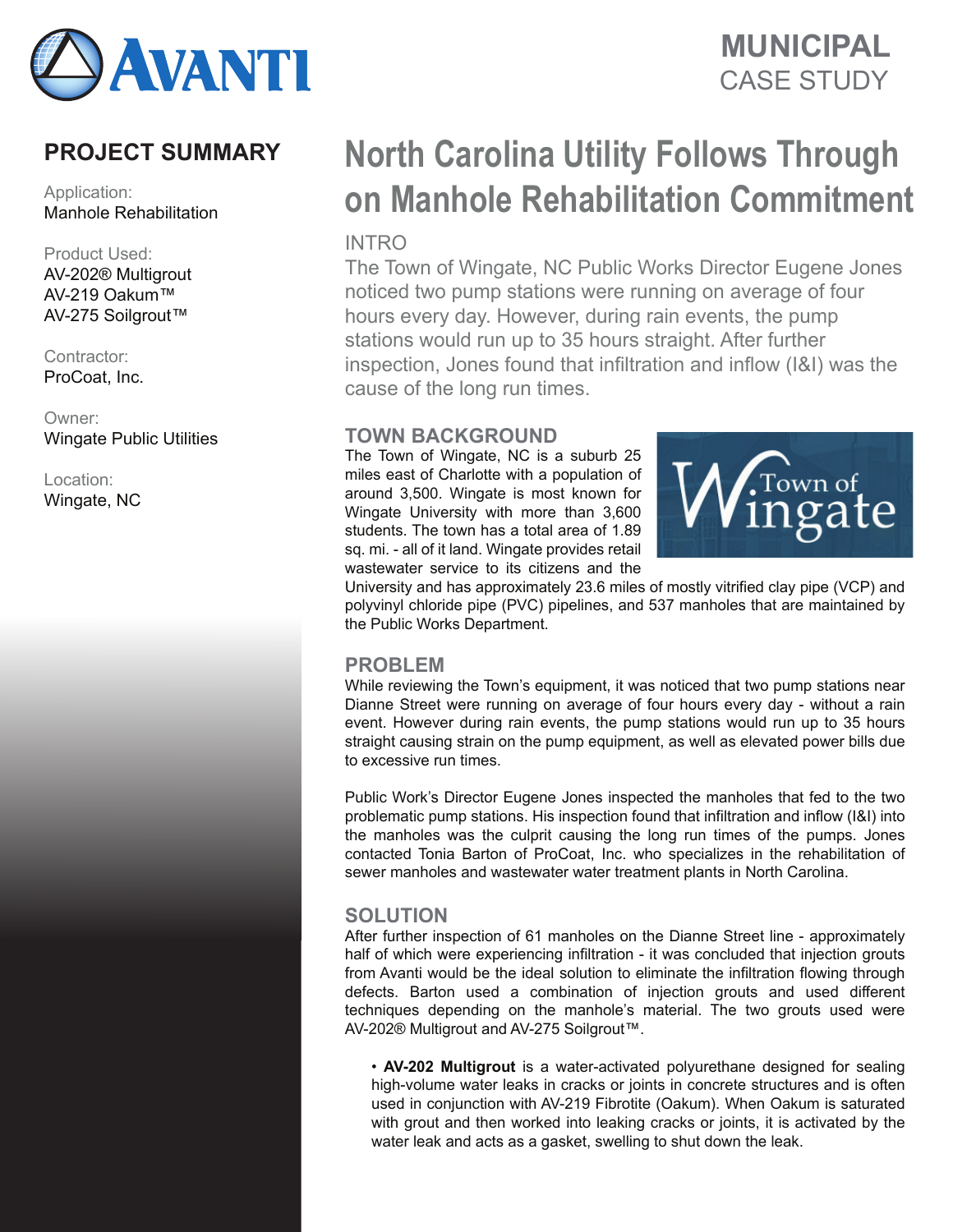# MUNICIPAL CASE STUDY

## PROJECT SUMMARY

Application:
Manhole Rehabilitation

Product Used:
AV-202® Multigrout
AV-219 Oakum™
AV-275 Soilgrout™

Contractor:
ProCoat, Inc.

Owner:
Wingate Public Utilities

Location:
Wingate, NC

# North Carolina Utility Follows Through on Manhole Rehabilitation Commitment

## INTRO

The Town of Wingate, NC Public Works Director Eugene Jones noticed two pump stations were running on average of four hours every day. However, during rain events, the pump stations would run up to 35 hours straight. After further inspection, Jones found that infiltration and inflow (I&I) was the cause of the long run times.

## TOWN BACKGROUND

The Town of Wingate, NC is a suburb 25 miles east of Charlotte with a population of around 3,500. Wingate is most known for Wingate University with more than 3,600 students. The town has a total area of 1.89 sq. mi. - all of it land. Wingate provides retail wastewater service to its citizens and the University and has approximately 23.6 miles of mostly vitrified clay pipe (VCP) and polyvinyl chloride pipe (PVC) pipelines, and 537 manholes that are maintained by the Public Works Department.

## PROBLEM

While reviewing the Town's equipment, it was noticed that two pump stations near Dianne Street were running on average of four hours every day - without a rain event. However during rain events, the pump stations would run up to 35 hours straight causing strain on the pump equipment, as well as elevated power bills due to excessive run times.

Public Work's Director Eugene Jones inspected the manholes that fed to the two problematic pump stations. His inspection found that infiltration and inflow (I&I) into the manholes was the culprit causing the long run times of the pumps. Jones contacted Tonia Barton of ProCoat, Inc. who specializes in the rehabilitation of sewer manholes and wastewater water treatment plants in North Carolina.

## SOLUTION

After further inspection of 61 manholes on the Dianne Street line - approximately half of which were experiencing infiltration - it was concluded that injection grouts from Avanti would be the ideal solution to eliminate the infiltration flowing through defects. Barton used a combination of injection grouts and used different techniques depending on the manhole's material. The two grouts used were AV-202® Multigrout and AV-275 Soilgrout™.

- **AV-202 Multigrout** is a water-activated polyurethane designed for sealing high-volume water leaks in cracks or joints in concrete structures and is often used in conjunction with AV-219 Fibrotite (Oakum). When Oakum is saturated with grout and then worked into leaking cracks or joints, it is activated by the water leak and acts as a gasket, swelling to shut down the leak.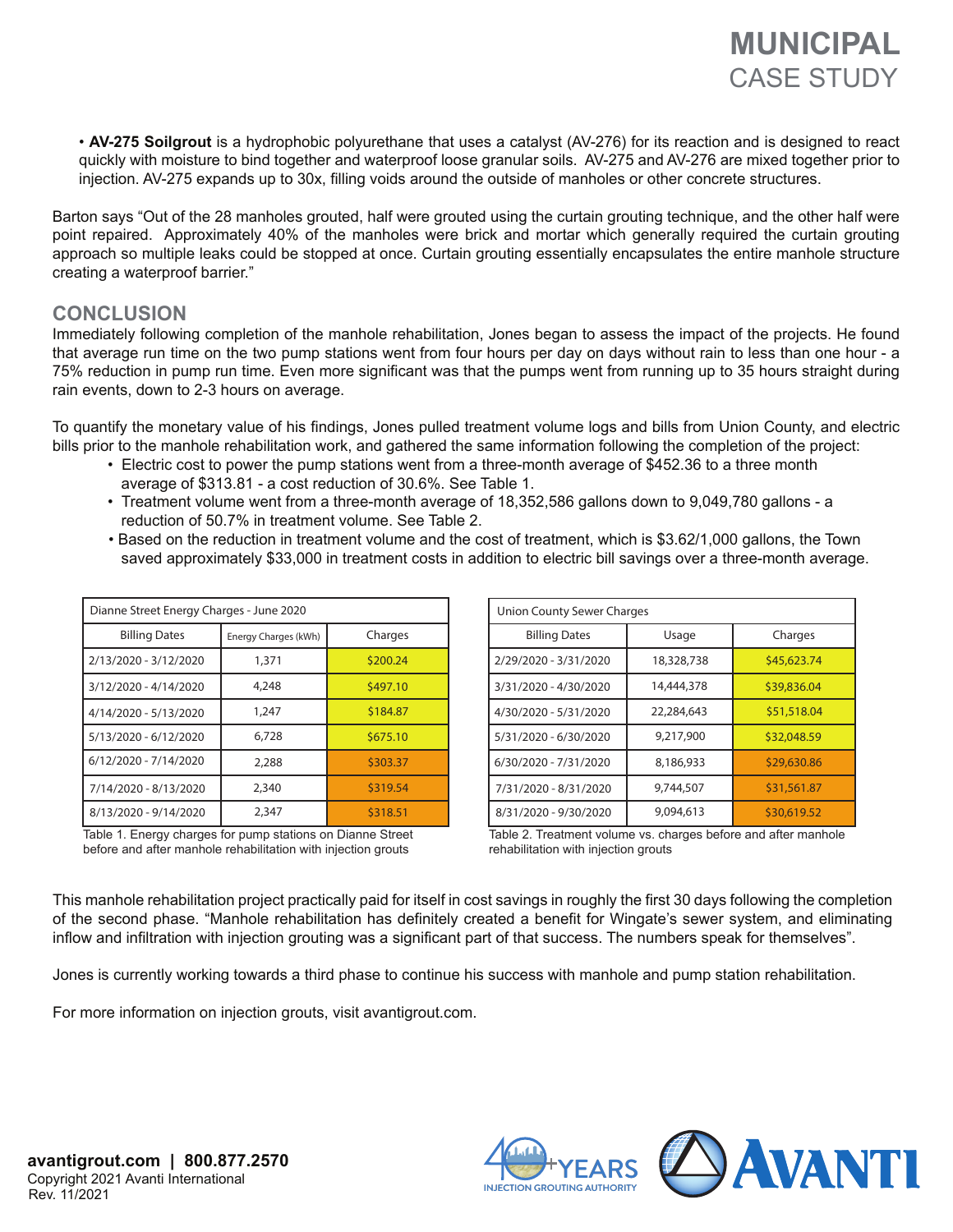• **AV-275 Soilgrout** is a hydrophobic polyurethane that uses a catalyst (AV-276) for its reaction and is designed to react quickly with moisture to bind together and waterproof loose granular soils. AV-275 and AV-276 are mixed together prior to injection. AV-275 expands up to 30x, filling voids around the outside of manholes or other concrete structures.

Barton says "Out of the 28 manholes grouted, half were grouted using the curtain grouting technique, and the other half were point repaired. Approximately 40% of the manholes were brick and mortar which generally required the curtain grouting approach so multiple leaks could be stopped at once. Curtain grouting essentially encapsulates the entire manhole structure creating a waterproof barrier."

## CONCLUSION

Immediately following completion of the manhole rehabilitation, Jones began to assess the impact of the projects. He found that average run time on the two pump stations went from four hours per day on days without rain to less than one hour - a 75% reduction in pump run time. Even more significant was that the pumps went from running up to 35 hours straight during rain events, down to 2-3 hours on average.

To quantify the monetary value of his findings, Jones pulled treatment volume logs and bills from Union County, and electric bills prior to the manhole rehabilitation work, and gathered the same information following the completion of the project:

- Electric cost to power the pump stations went from a three-month average of $452.36 to a three month average of $313.81 - a cost reduction of 30.6%. See Table 1.
- Treatment volume went from a three-month average of 18,352,586 gallons down to 9,049,780 gallons - a reduction of 50.7% in treatment volume. See Table 2.
- Based on the reduction in treatment volume and the cost of treatment, which is $3.62/1,000 gallons, the Town saved approximately $33,000 in treatment costs in addition to electric bill savings over a three-month average.

| Dianne Street Energy Charges - June 2020 | | |
|---|---|---|
| Billing Dates | Energy Charges (kWh) | Charges |
| 2/13/2020 - 3/12/2020 | 1,371 | $200.24 |
| 3/12/2020 - 4/14/2020 | 4,248 | $497.10 |
| 4/14/2020 - 5/13/2020 | 1,247 | $184.87 |
| 5/13/2020 - 6/12/2020 | 6,728 | $675.10 |
| 6/12/2020 - 7/14/2020 | 2,288 | $303.37 |
| 7/14/2020 - 8/13/2020 | 2,340 | $319.54 |
| 8/13/2020 - 9/14/2020 | 2,347 | $318.51 |

Table 1. Energy charges for pump stations on Dianne Street before and after manhole rehabilitation with injection grouts

| Union County Sewer Charges | | |
|---|---|---|
| Billing Dates | Usage | Charges |
| 2/29/2020 - 3/31/2020 | 18,328,738 | $45,623.74 |
| 3/31/2020 - 4/30/2020 | 14,444,378 | $39,836.04 |
| 4/30/2020 - 5/31/2020 | 22,284,643 | $51,518.04 |
| 5/31/2020 - 6/30/2020 | 9,217,900 | $32,048.59 |
| 6/30/2020 - 7/31/2020 | 8,186,933 | $29,630.86 |
| 7/31/2020 - 8/31/2020 | 9,744,507 | $31,561.87 |
| 8/31/2020 - 9/30/2020 | 9,094,613 | $30,619.52 |

Table 2. Treatment volume vs. charges before and after manhole rehabilitation with injection grouts

This manhole rehabilitation project practically paid for itself in cost savings in roughly the first 30 days following the completion of the second phase. "Manhole rehabilitation has definitely created a benefit for Wingate's sewer system, and eliminating inflow and infiltration with injection grouting was a significant part of that success. The numbers speak for themselves".

Jones is currently working towards a third phase to continue his success with manhole and pump station rehabilitation.

For more information on injection grouts, visit avantigrout.com.

**avantigrout.com | 800.877.2570**
Copyright 2021 Avanti International
Rev. 11/2021